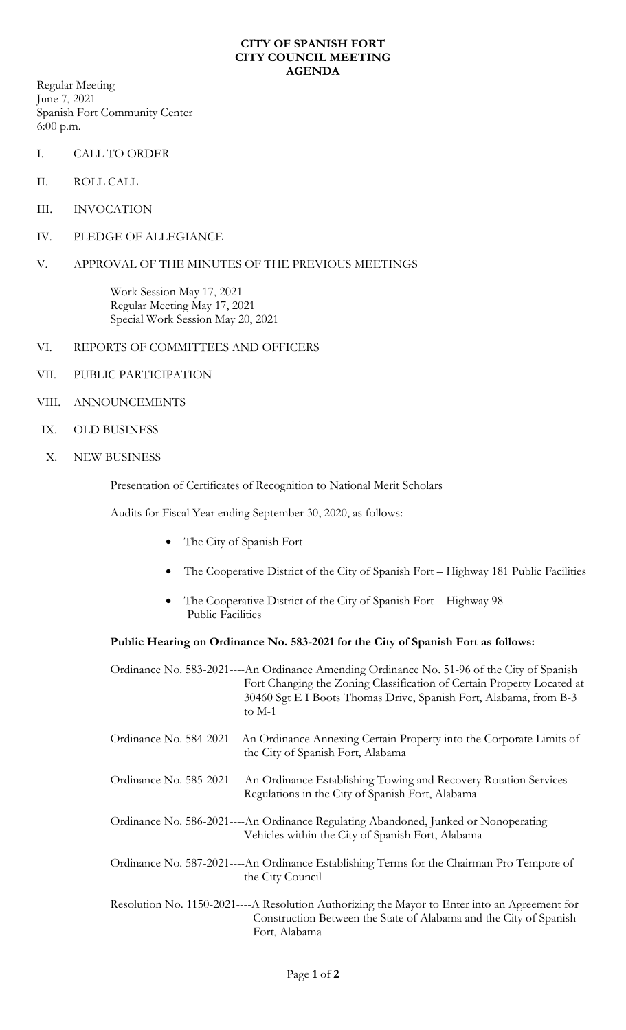# CITY OF SPANISH FORT
# CITY COUNCIL MEETING
# AGENDA

Regular Meeting
June 7, 2021
Spanish Fort Community Center
6:00 p.m.

I. CALL TO ORDER

II. ROLL CALL

III. INVOCATION

IV. PLEDGE OF ALLEGIANCE

V. APPROVAL OF THE MINUTES OF THE PREVIOUS MEETINGS

Work Session May 17, 2021
Regular Meeting May 17, 2021
Special Work Session May 20, 2021

VI. REPORTS OF COMMITTEES AND OFFICERS

VII. PUBLIC PARTICIPATION

VIII. ANNOUNCEMENTS

IX. OLD BUSINESS

X. NEW BUSINESS

Presentation of Certificates of Recognition to National Merit Scholars

Audits for Fiscal Year ending September 30, 2020, as follows:

- The City of Spanish Fort
- The Cooperative District of the City of Spanish Fort – Highway 181 Public Facilities
- The Cooperative District of the City of Spanish Fort – Highway 98 Public Facilities

**Public Hearing on Ordinance No. 583-2021 for the City of Spanish Fort as follows:**

Ordinance No. 583-2021----An Ordinance Amending Ordinance No. 51-96 of the City of Spanish Fort Changing the Zoning Classification of Certain Property Located at 30460 Sgt E I Boots Thomas Drive, Spanish Fort, Alabama, from B-3 to M-1

Ordinance No. 584-2021—An Ordinance Annexing Certain Property into the Corporate Limits of the City of Spanish Fort, Alabama

Ordinance No. 585-2021----An Ordinance Establishing Towing and Recovery Rotation Services Regulations in the City of Spanish Fort, Alabama

Ordinance No. 586-2021----An Ordinance Regulating Abandoned, Junked or Nonoperating Vehicles within the City of Spanish Fort, Alabama

Ordinance No. 587-2021----An Ordinance Establishing Terms for the Chairman Pro Tempore of the City Council

Resolution No. 1150-2021----A Resolution Authorizing the Mayor to Enter into an Agreement for Construction Between the State of Alabama and the City of Spanish Fort, Alabama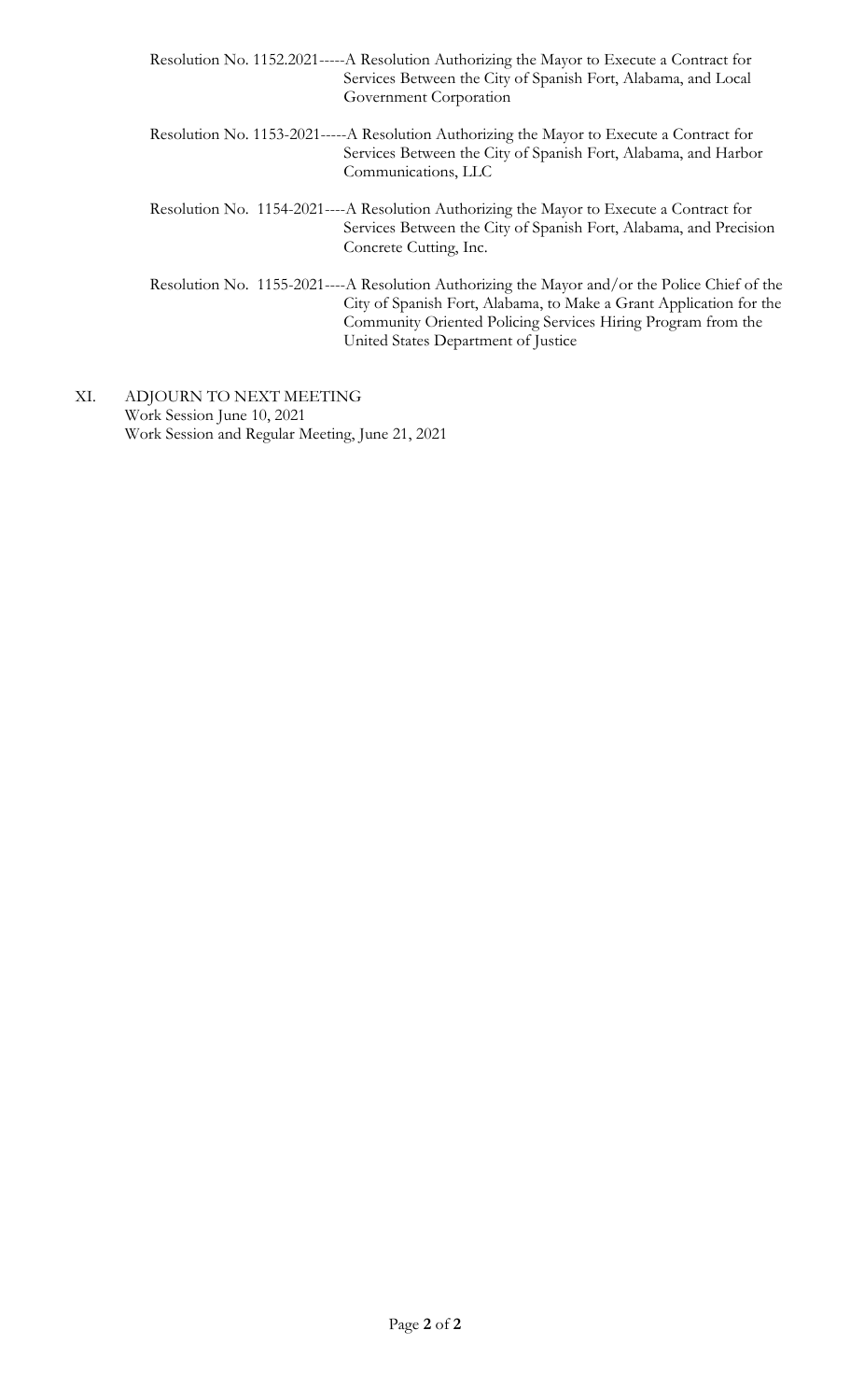Resolution No. 1152.2021-----A Resolution Authorizing the Mayor to Execute a Contract for Services Between the City of Spanish Fort, Alabama, and Local Government Corporation

Resolution No. 1153-2021-----A Resolution Authorizing the Mayor to Execute a Contract for Services Between the City of Spanish Fort, Alabama, and Harbor Communications, LLC

Resolution No. 1154-2021----A Resolution Authorizing the Mayor to Execute a Contract for Services Between the City of Spanish Fort, Alabama, and Precision Concrete Cutting, Inc.

Resolution No. 1155-2021----A Resolution Authorizing the Mayor and/or the Police Chief of the City of Spanish Fort, Alabama, to Make a Grant Application for the Community Oriented Policing Services Hiring Program from the United States Department of Justice

XI. ADJOURN TO NEXT MEETING
Work Session June 10, 2021
Work Session and Regular Meeting, June 21, 2021